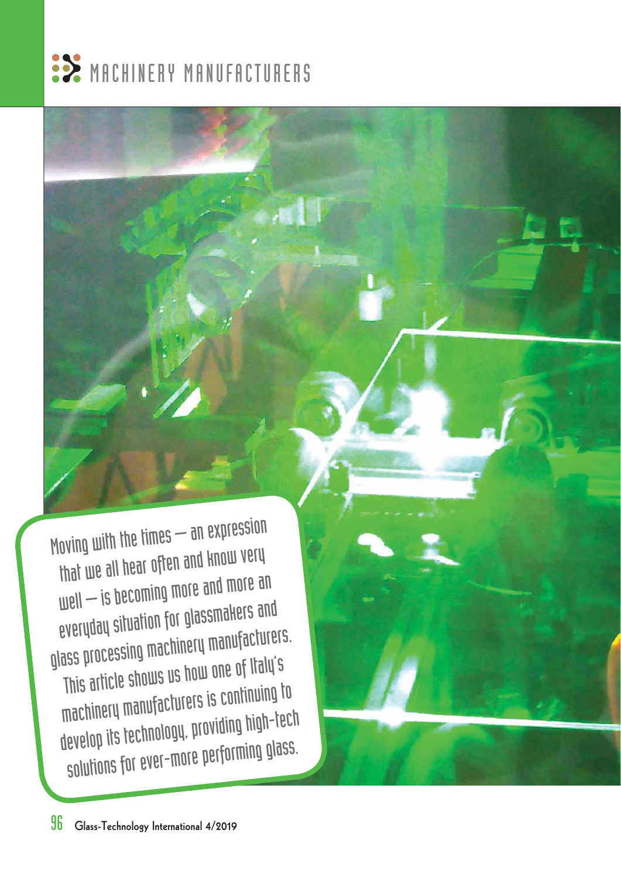# MACHINERY MANUFACTURERS

Moving with the times – an expression that we all hear often and know very well – is becoming more and more an everyday situation for glassmakers and glass processing machinery manufacturers. This article shows us how one of Italy's machinery manufacturers is continuing to develop its technology, providing high-tech solutions for ever-more performing glass.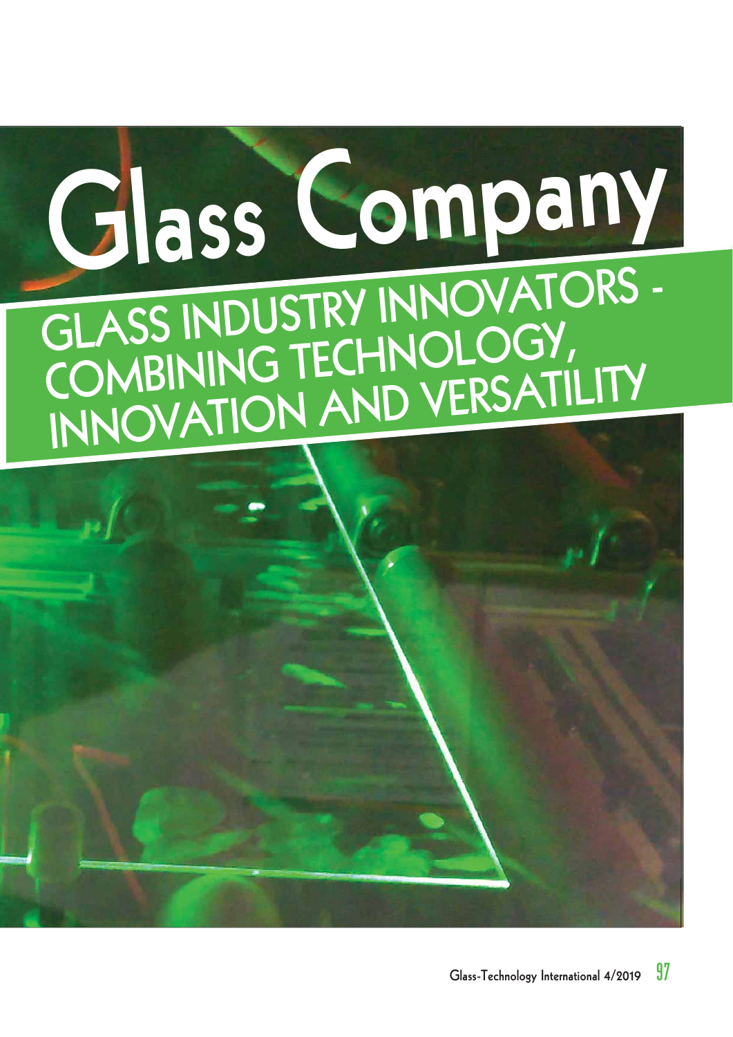# Glass Company

## GLASS INDUSTRY INNOVATORS - COMBINING TECHNOLOGY, INNOVATION AND VERSATILITY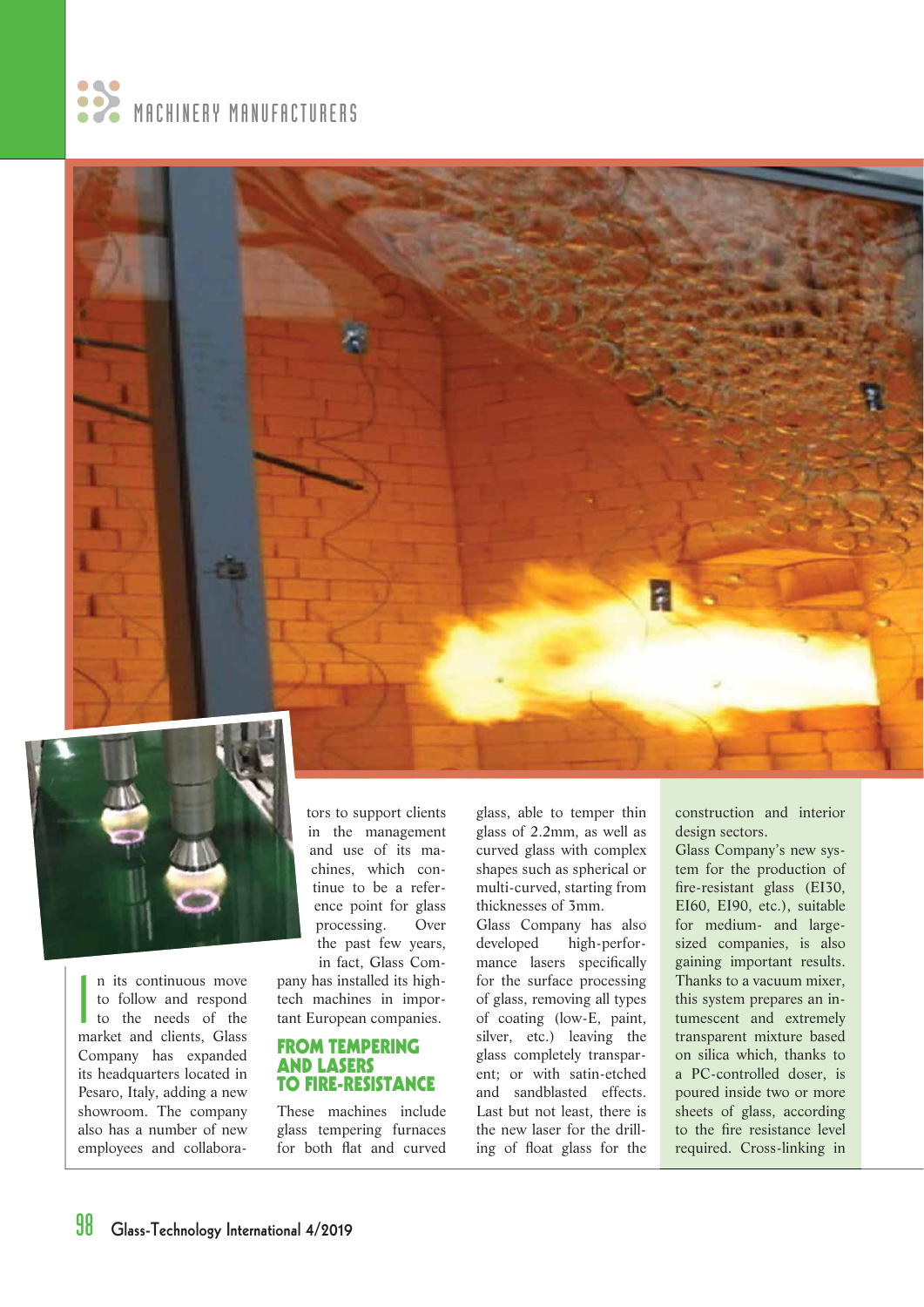In its continuous move to follow and respond to the needs of the market and clients, Glass Company has expanded its headquarters located in Pesaro, Italy, adding a new showroom. The company also has a number of new employees and collaborators to support clients in the management and use of its machines, which continue to be a reference point for glass processing. Over the past few years, in fact, Glass Company has installed its high-tech machines in important European companies.

## FROM TEMPERING AND LASERS TO FIRE-RESISTANCE

These machines include glass tempering furnaces for both flat and curved glass, able to temper thin glass of 2.2mm, as well as curved glass with complex shapes such as spherical or multi-curved, starting from thicknesses of 3mm.

Glass Company has also developed high-performance lasers specifically for the surface processing of glass, removing all types of coating (low-E, paint, silver, etc.) leaving the glass completely transparent; or with satin-etched and sandblasted effects. Last but not least, there is the new laser for the drilling of float glass for the construction and interior design sectors.

Glass Company's new system for the production of fire-resistant glass (EI30, EI60, EI90, etc.), suitable for medium- and large-sized companies, is also gaining important results. Thanks to a vacuum mixer, this system prepares an intumescent and extremely transparent mixture based on silica which, thanks to a PC-controlled doser, is poured inside two or more sheets of glass, according to the fire resistance level required. Cross-linking in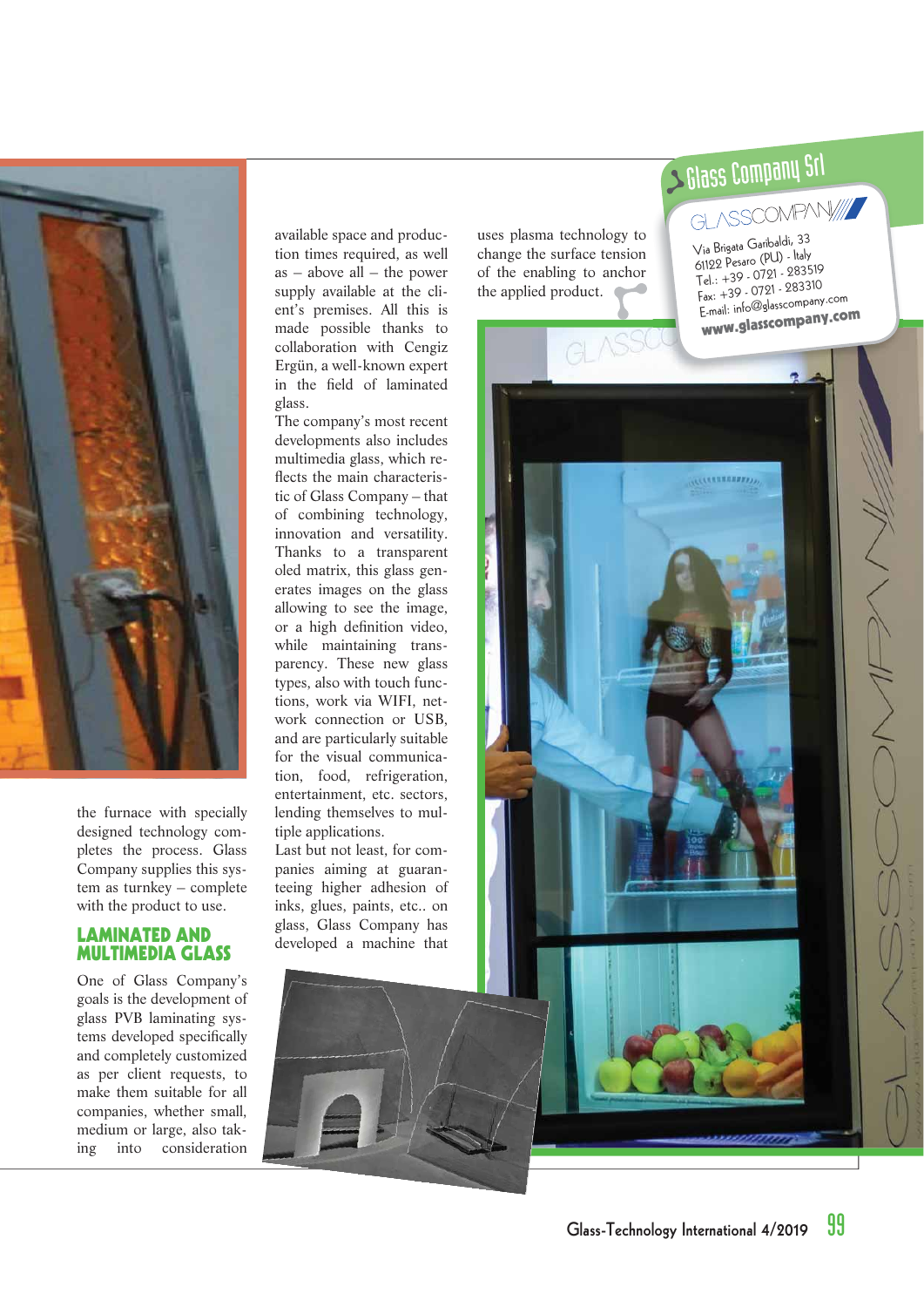the furnace with specially designed technology completes the process. Glass Company supplies this system as turnkey – complete with the product to use.

## LAMINATED AND MULTIMEDIA GLASS

One of Glass Company's goals is the development of glass PVB laminating systems developed specifically and completely customized as per client requests, to make them suitable for all companies, whether small, medium or large, also taking into consideration available space and production times required, as well as – above all – the power supply available at the client's premises. All this is made possible thanks to collaboration with Cengiz Ergün, a well-known expert in the field of laminated glass.

The company's most recent developments also includes multimedia glass, which reflects the main characteristic of Glass Company – that of combining technology, innovation and versatility. Thanks to a transparent oled matrix, this glass generates images on the glass allowing to see the image, or a high definition video, while maintaining transparency. These new glass types, also with touch functions, work via WIFI, network connection or USB, and are particularly suitable for the visual communication, food, refrigeration, entertainment, etc. sectors, lending themselves to multiple applications.

Last but not least, for companies aiming at guaranteeing higher adhesion of inks, glues, paints, etc.. on glass, Glass Company has developed a machine that uses plasma technology to change the surface tension of the enabling to anchor the applied product.

**Glass Company Srl**

Via Brigata Garibaldi, 33
61122 Pesaro (PU) - Italy
Tel.: +39 - 0721 - 283519
Fax: +39 - 0721 - 283310
E-mail: info@glasscompany.com
www.glasscompany.com